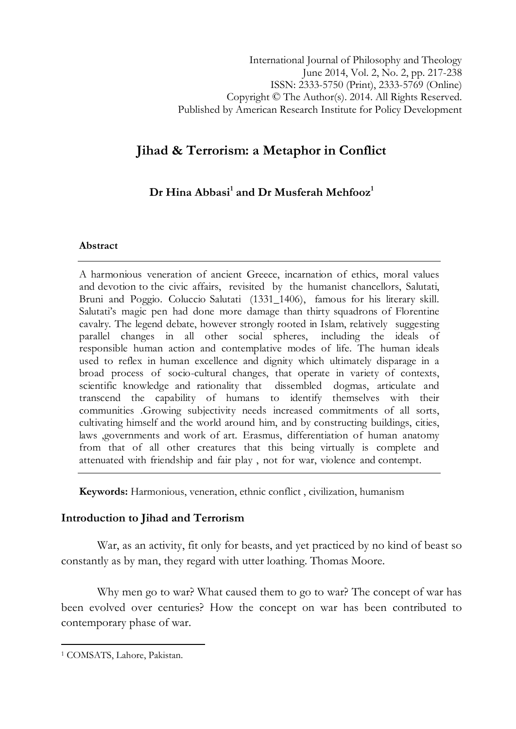International Journal of Philosophy and Theology
June 2014, Vol. 2, No. 2, pp. 217-238
ISSN: 2333-5750 (Print), 2333-5769 (Online)
Copyright © The Author(s). 2014. All Rights Reserved.
Published by American Research Institute for Policy Development

# Jihad & Terrorism: a Metaphor in Conflict

**Dr Hina Abbasi[1] and Dr Musferah Mehfooz[1]**

### Abstract

A harmonious veneration of ancient Greece, incarnation of ethics, moral values and devotion to the civic affairs, revisited by the humanist chancellors, Salutati, Bruni and Poggio. Coluccio Salutati (1331_1406), famous for his literary skill. Salutati's magic pen had done more damage than thirty squadrons of Florentine cavalry. The legend debate, however strongly rooted in Islam, relatively suggesting parallel changes in all other social spheres, including the ideals of responsible human action and contemplative modes of life. The human ideals used to reflex in human excellence and dignity which ultimately disparage in a broad process of socio-cultural changes, that operate in variety of contexts, scientific knowledge and rationality that dissembled dogmas, articulate and transcend the capability of humans to identify themselves with their communities .Growing subjectivity needs increased commitments of all sorts, cultivating himself and the world around him, and by constructing buildings, cities, laws ,governments and work of art. Erasmus, differentiation of human anatomy from that of all other creatures that this being virtually is complete and attenuated with friendship and fair play , not for war, violence and contempt.

**Keywords:** Harmonious, veneration, ethnic conflict , civilization, humanism

## Introduction to Jihad and Terrorism

War, as an activity, fit only for beasts, and yet practiced by no kind of beast so constantly as by man, they regard with utter loathing. Thomas Moore.

Why men go to war? What caused them to go to war? The concept of war has been evolved over centuries? How the concept on war has been contributed to contemporary phase of war.

---

[1] COMSATS, Lahore, Pakistan.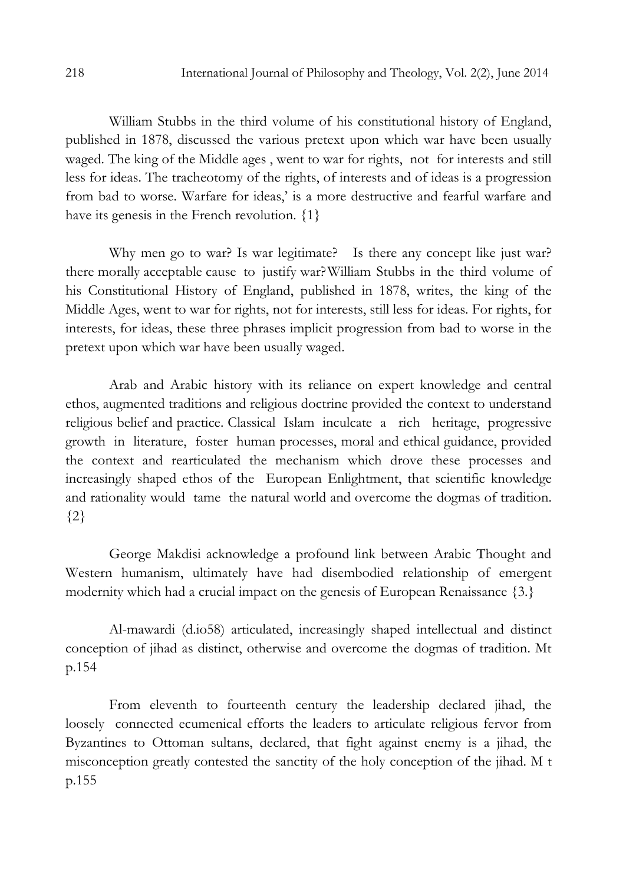William Stubbs in the third volume of his constitutional history of England, published in 1878, discussed the various pretext upon which war have been usually waged. The king of the Middle ages , went to war for rights, not for interests and still less for ideas. The tracheotomy of the rights, of interests and of ideas is a progression from bad to worse. Warfare for ideas,' is a more destructive and fearful warfare and have its genesis in the French revolution. {1}

Why men go to war? Is war legitimate? Is there any concept like just war? there morally acceptable cause to justify war? William Stubbs in the third volume of his Constitutional History of England, published in 1878, writes, the king of the Middle Ages, went to war for rights, not for interests, still less for ideas. For rights, for interests, for ideas, these three phrases implicit progression from bad to worse in the pretext upon which war have been usually waged.

Arab and Arabic history with its reliance on expert knowledge and central ethos, augmented traditions and religious doctrine provided the context to understand religious belief and practice. Classical Islam inculcate a rich heritage, progressive growth in literature, foster human processes, moral and ethical guidance, provided the context and rearticulated the mechanism which drove these processes and increasingly shaped ethos of the European Enlightment, that scientific knowledge and rationality would tame the natural world and overcome the dogmas of tradition. {2}

George Makdisi acknowledge a profound link between Arabic Thought and Western humanism, ultimately have had disembodied relationship of emergent modernity which had a crucial impact on the genesis of European Renaissance {3.}

Al-mawardi (d.io58) articulated, increasingly shaped intellectual and distinct conception of jihad as distinct, otherwise and overcome the dogmas of tradition. Mt p.154

From eleventh to fourteenth century the leadership declared jihad, the loosely connected ecumenical efforts the leaders to articulate religious fervor from Byzantines to Ottoman sultans, declared, that fight against enemy is a jihad, the misconception greatly contested the sanctity of the holy conception of the jihad. M t p.155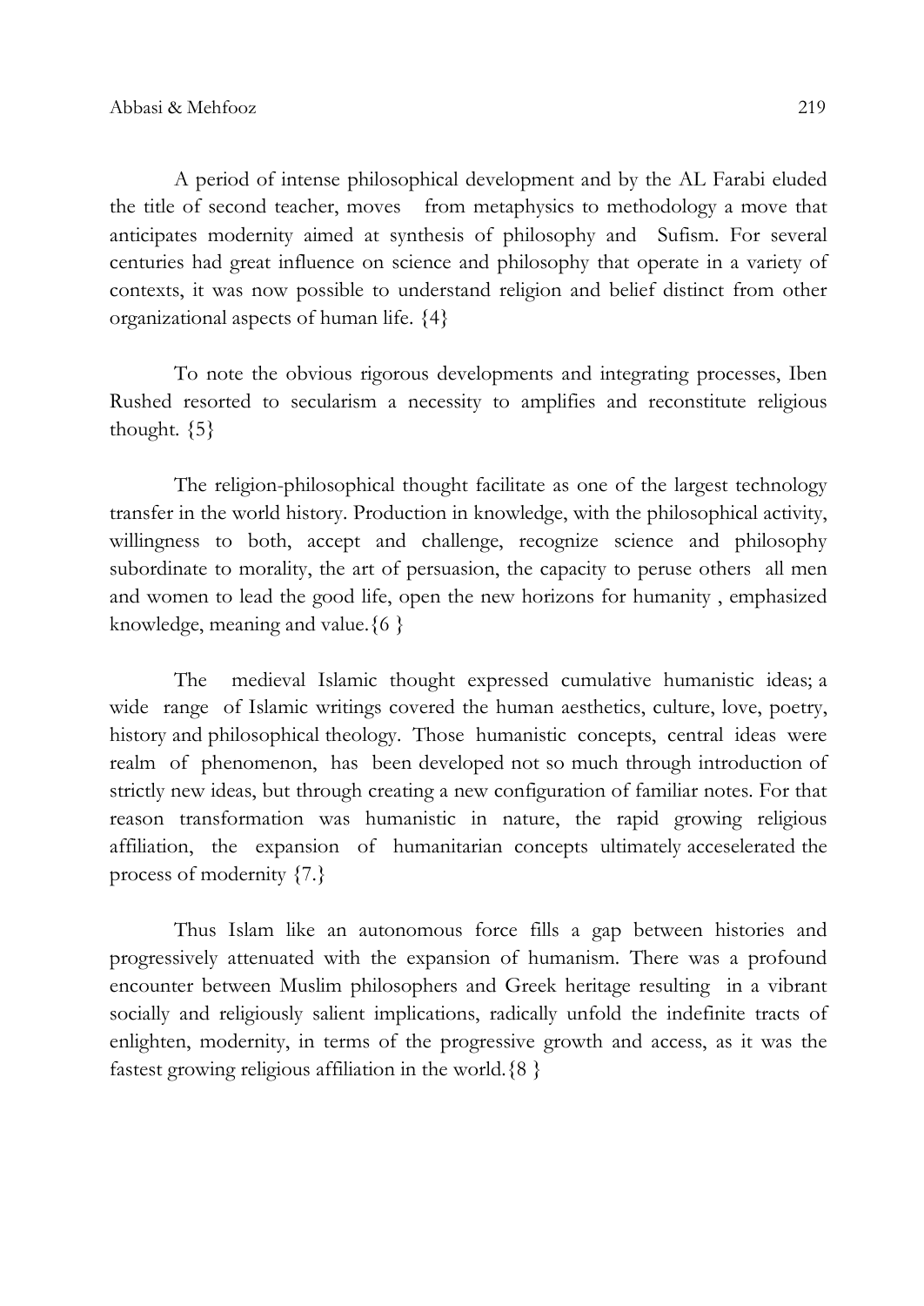A period of intense philosophical development and by the AL Farabi eluded the title of second teacher, moves from metaphysics to methodology a move that anticipates modernity aimed at synthesis of philosophy and Sufism. For several centuries had great influence on science and philosophy that operate in a variety of contexts, it was now possible to understand religion and belief distinct from other organizational aspects of human life. {4}

To note the obvious rigorous developments and integrating processes, Iben Rushed resorted to secularism a necessity to amplifies and reconstitute religious thought. {5}

The religion-philosophical thought facilitate as one of the largest technology transfer in the world history. Production in knowledge, with the philosophical activity, willingness to both, accept and challenge, recognize science and philosophy subordinate to morality, the art of persuasion, the capacity to peruse others all men and women to lead the good life, open the new horizons for humanity , emphasized knowledge, meaning and value.{6 }

The medieval Islamic thought expressed cumulative humanistic ideas; a wide range of Islamic writings covered the human aesthetics, culture, love, poetry, history and philosophical theology. Those humanistic concepts, central ideas were realm of phenomenon, has been developed not so much through introduction of strictly new ideas, but through creating a new configuration of familiar notes. For that reason transformation was humanistic in nature, the rapid growing religious affiliation, the expansion of humanitarian concepts ultimately acceselerated the process of modernity {7.}

Thus Islam like an autonomous force fills a gap between histories and progressively attenuated with the expansion of humanism. There was a profound encounter between Muslim philosophers and Greek heritage resulting in a vibrant socially and religiously salient implications, radically unfold the indefinite tracts of enlighten, modernity, in terms of the progressive growth and access, as it was the fastest growing religious affiliation in the world.{8 }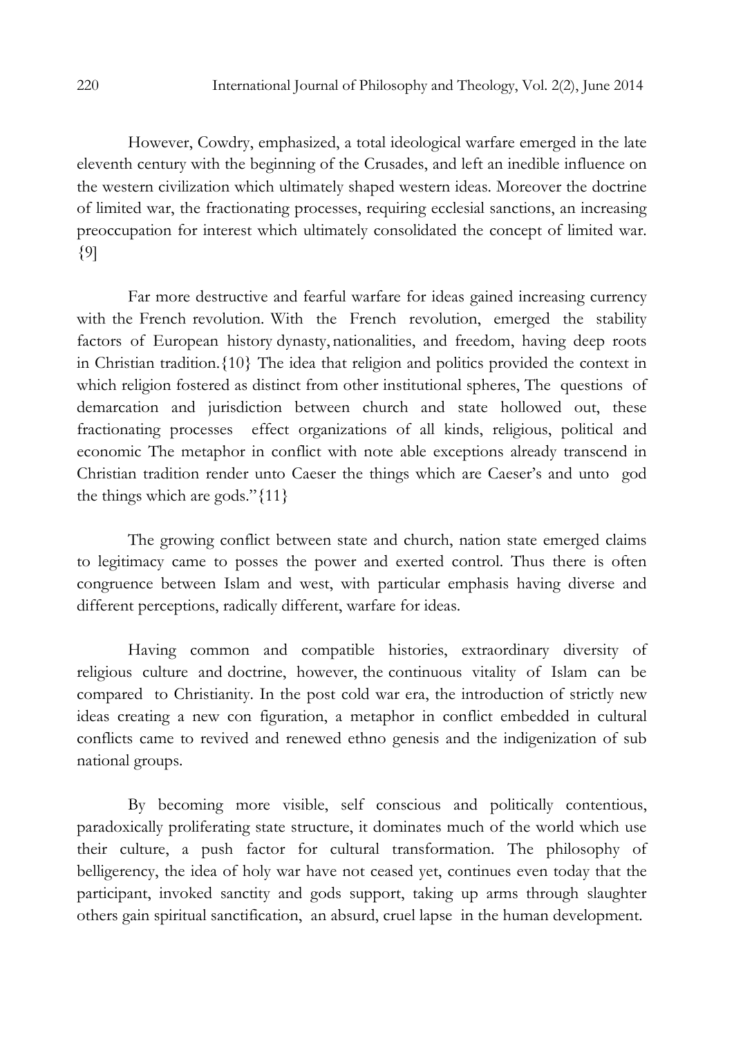However, Cowdry, emphasized, a total ideological warfare emerged in the late eleventh century with the beginning of the Crusades, and left an inedible influence on the western civilization which ultimately shaped western ideas. Moreover the doctrine of limited war, the fractionating processes, requiring ecclesial sanctions, an increasing preoccupation for interest which ultimately consolidated the concept of limited war. {9]

Far more destructive and fearful warfare for ideas gained increasing currency with the French revolution. With the French revolution, emerged the stability factors of European history dynasty, nationalities, and freedom, having deep roots in Christian tradition.{10} The idea that religion and politics provided the context in which religion fostered as distinct from other institutional spheres, The questions of demarcation and jurisdiction between church and state hollowed out, these fractionating processes effect organizations of all kinds, religious, political and economic The metaphor in conflict with note able exceptions already transcend in Christian tradition render unto Caeser the things which are Caeser's and unto god the things which are gods."{11}

The growing conflict between state and church, nation state emerged claims to legitimacy came to posses the power and exerted control. Thus there is often congruence between Islam and west, with particular emphasis having diverse and different perceptions, radically different, warfare for ideas.

Having common and compatible histories, extraordinary diversity of religious culture and doctrine, however, the continuous vitality of Islam can be compared to Christianity. In the post cold war era, the introduction of strictly new ideas creating a new con figuration, a metaphor in conflict embedded in cultural conflicts came to revived and renewed ethno genesis and the indigenization of sub national groups.

By becoming more visible, self conscious and politically contentious, paradoxically proliferating state structure, it dominates much of the world which use their culture, a push factor for cultural transformation. The philosophy of belligerency, the idea of holy war have not ceased yet, continues even today that the participant, invoked sanctity and gods support, taking up arms through slaughter others gain spiritual sanctification, an absurd, cruel lapse in the human development.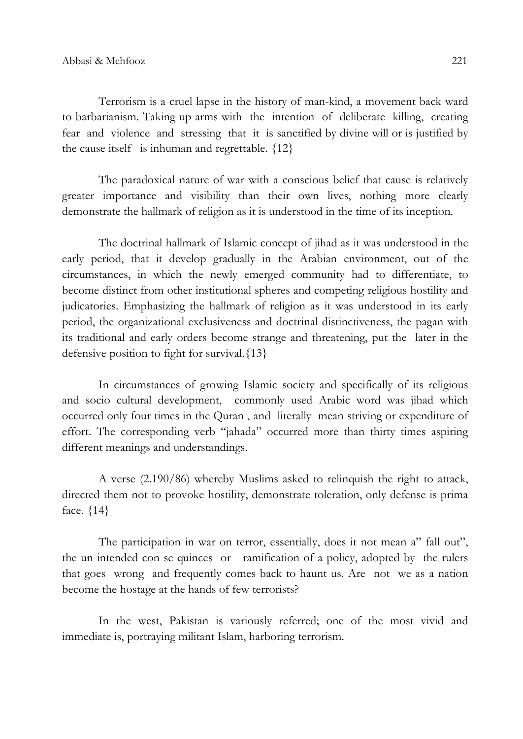Terrorism is a cruel lapse in the history of man-kind, a movement back ward to barbarianism. Taking up arms with the intention of deliberate killing, creating fear and violence and stressing that it is sanctified by divine will or is justified by the cause itself is inhuman and regrettable. {12}

The paradoxical nature of war with a conscious belief that cause is relatively greater importance and visibility than their own lives, nothing more clearly demonstrate the hallmark of religion as it is understood in the time of its inception.

The doctrinal hallmark of Islamic concept of jihad as it was understood in the early period, that it develop gradually in the Arabian environment, out of the circumstances, in which the newly emerged community had to differentiate, to become distinct from other institutional spheres and competing religious hostility and judicatories. Emphasizing the hallmark of religion as it was understood in its early period, the organizational exclusiveness and doctrinal distinctiveness, the pagan with its traditional and early orders become strange and threatening, put the later in the defensive position to fight for survival.{13}

In circumstances of growing Islamic society and specifically of its religious and socio cultural development, commonly used Arabic word was jihad which occurred only four times in the Quran , and literally mean striving or expenditure of effort. The corresponding verb "jahada" occurred more than thirty times aspiring different meanings and understandings.

A verse (2.190/86) whereby Muslims asked to relinquish the right to attack, directed them not to provoke hostility, demonstrate toleration, only defense is prima face. {14}

The participation in war on terror, essentially, does it not mean a" fall out", the un intended con se quinces or ramification of a policy, adopted by the rulers that goes wrong and frequently comes back to haunt us. Are not we as a nation become the hostage at the hands of few terrorists?

In the west, Pakistan is variously referred; one of the most vivid and immediate is, portraying militant Islam, harboring terrorism.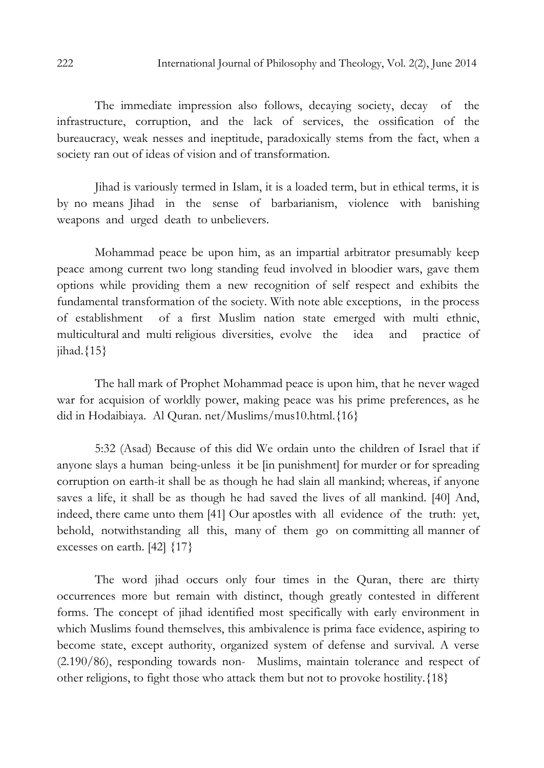The immediate impression also follows, decaying society, decay of the infrastructure, corruption, and the lack of services, the ossification of the bureaucracy, weak nesses and ineptitude, paradoxically stems from the fact, when a society ran out of ideas of vision and of transformation.

Jihad is variously termed in Islam, it is a loaded term, but in ethical terms, it is by no means Jihad in the sense of barbarianism, violence with banishing weapons and urged death to unbelievers.

Mohammad peace be upon him, as an impartial arbitrator presumably keep peace among current two long standing feud involved in bloodier wars, gave them options while providing them a new recognition of self respect and exhibits the fundamental transformation of the society. With note able exceptions, in the process of establishment of a first Muslim nation state emerged with multi ethnic, multicultural and multi religious diversities, evolve the idea and practice of jihad.{15}

The hall mark of Prophet Mohammad peace is upon him, that he never waged war for acquision of worldly power, making peace was his prime preferences, as he did in Hodaibiaya. Al Quran. net/Muslims/mus10.html.{16}

5:32 (Asad) Because of this did We ordain unto the children of Israel that if anyone slays a human being-unless it be [in punishment] for murder or for spreading corruption on earth-it shall be as though he had slain all mankind; whereas, if anyone saves a life, it shall be as though he had saved the lives of all mankind. [40] And, indeed, there came unto them [41] Our apostles with all evidence of the truth: yet, behold, notwithstanding all this, many of them go on committing all manner of excesses on earth. [42] {17}

The word jihad occurs only four times in the Quran, there are thirty occurrences more but remain with distinct, though greatly contested in different forms. The concept of jihad identified most specifically with early environment in which Muslims found themselves, this ambivalence is prima face evidence, aspiring to become state, except authority, organized system of defense and survival. A verse (2.190/86), responding towards non- Muslims, maintain tolerance and respect of other religions, to fight those who attack them but not to provoke hostility.{18}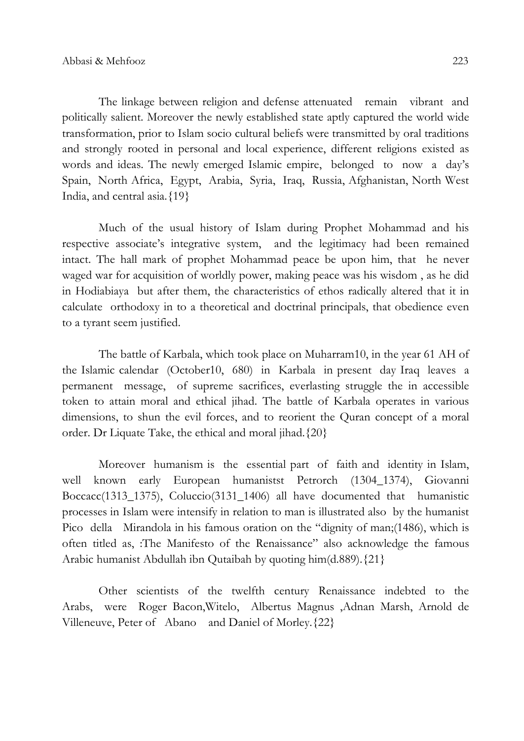The linkage between religion and defense attenuated remain vibrant and politically salient. Moreover the newly established state aptly captured the world wide transformation, prior to Islam socio cultural beliefs were transmitted by oral traditions and strongly rooted in personal and local experience, different religions existed as words and ideas. The newly emerged Islamic empire, belonged to now a day's Spain, North Africa, Egypt, Arabia, Syria, Iraq, Russia, Afghanistan, North West India, and central asia.{19}

Much of the usual history of Islam during Prophet Mohammad and his respective associate's integrative system, and the legitimacy had been remained intact. The hall mark of prophet Mohammad peace be upon him, that he never waged war for acquisition of worldly power, making peace was his wisdom , as he did in Hodiabiaya but after them, the characteristics of ethos radically altered that it in calculate orthodoxy in to a theoretical and doctrinal principals, that obedience even to a tyrant seem justified.

The battle of Karbala, which took place on Muharram10, in the year 61 AH of the Islamic calendar (October10, 680) in Karbala in present day Iraq leaves a permanent message, of supreme sacrifices, everlasting struggle the in accessible token to attain moral and ethical jihad. The battle of Karbala operates in various dimensions, to shun the evil forces, and to reorient the Quran concept of a moral order. Dr Liquate Take, the ethical and moral jihad.{20}

Moreover humanism is the essential part of faith and identity in Islam, well known early European humanistst Petrorch (1304_1374), Giovanni Boccacc(1313_1375), Coluccio(3131_1406) all have documented that humanistic processes in Islam were intensify in relation to man is illustrated also by the humanist Pico della Mirandola in his famous oration on the "dignity of man;(1486), which is often titled as, :The Manifesto of the Renaissance" also acknowledge the famous Arabic humanist Abdullah ibn Qutaibah by quoting him(d.889).{21}

Other scientists of the twelfth century Renaissance indebted to the Arabs, were Roger Bacon,Witelo, Albertus Magnus ,Adnan Marsh, Arnold de Villeneuve, Peter of Abano and Daniel of Morley.{22}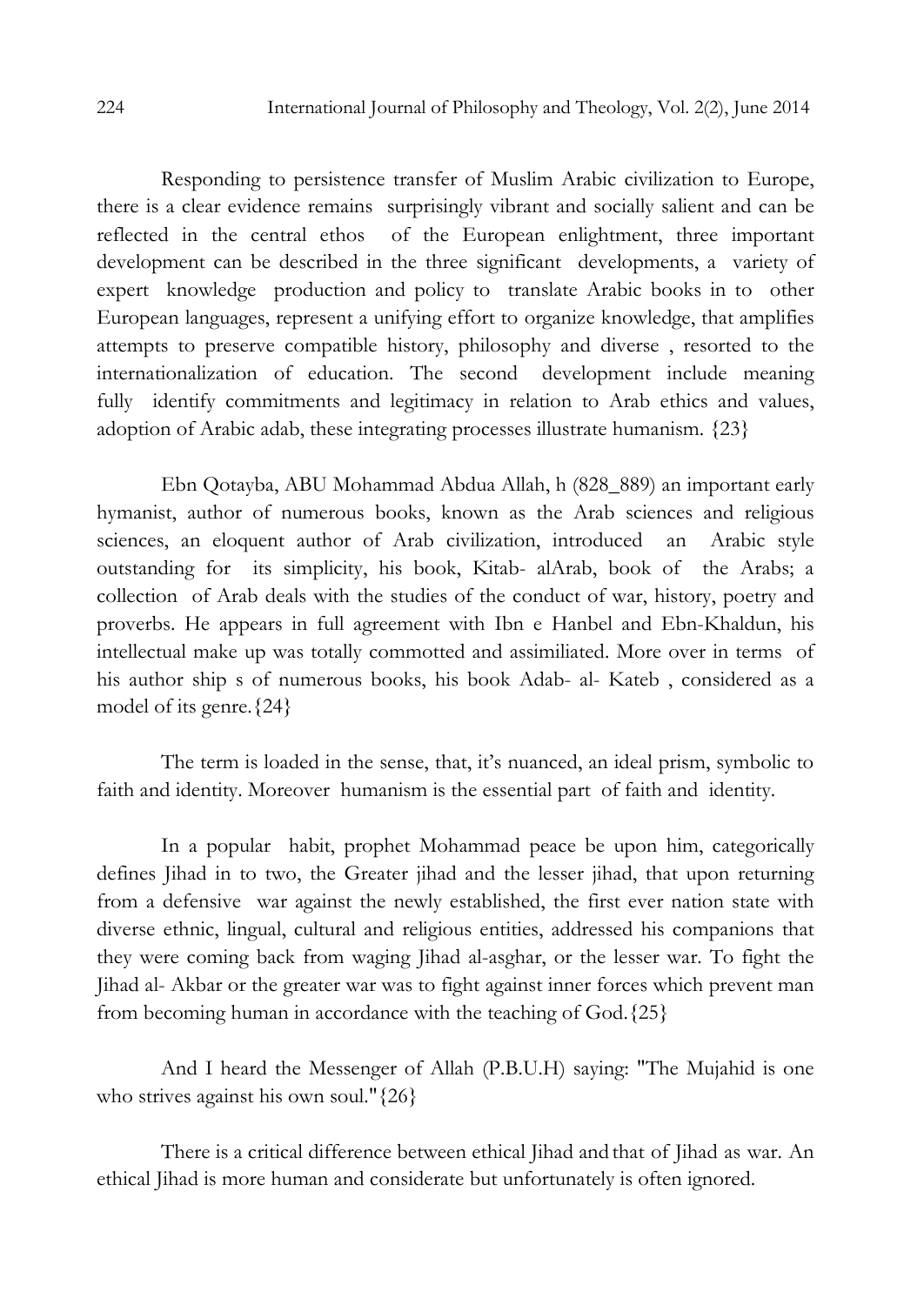Responding to persistence transfer of Muslim Arabic civilization to Europe, there is a clear evidence remains surprisingly vibrant and socially salient and can be reflected in the central ethos of the European enlightment, three important development can be described in the three significant developments, a variety of expert knowledge production and policy to translate Arabic books in to other European languages, represent a unifying effort to organize knowledge, that amplifies attempts to preserve compatible history, philosophy and diverse , resorted to the internationalization of education. The second development include meaning fully identify commitments and legitimacy in relation to Arab ethics and values, adoption of Arabic adab, these integrating processes illustrate humanism. {23}

Ebn Qotayba, ABU Mohammad Abdua Allah, h (828_889) an important early hymanist, author of numerous books, known as the Arab sciences and religious sciences, an eloquent author of Arab civilization, introduced an Arabic style outstanding for its simplicity, his book, Kitab- alArab, book of the Arabs; a collection of Arab deals with the studies of the conduct of war, history, poetry and proverbs. He appears in full agreement with Ibn e Hanbel and Ebn-Khaldun, his intellectual make up was totally commotted and assimiliated. More over in terms of his author ship s of numerous books, his book Adab- al- Kateb , considered as a model of its genre.{24}

The term is loaded in the sense, that, it's nuanced, an ideal prism, symbolic to faith and identity. Moreover humanism is the essential part of faith and identity.

In a popular habit, prophet Mohammad peace be upon him, categorically defines Jihad in to two, the Greater jihad and the lesser jihad, that upon returning from a defensive war against the newly established, the first ever nation state with diverse ethnic, lingual, cultural and religious entities, addressed his companions that they were coming back from waging Jihad al-asghar, or the lesser war. To fight the Jihad al- Akbar or the greater war was to fight against inner forces which prevent man from becoming human in accordance with the teaching of God.{25}

And I heard the Messenger of Allah (P.B.U.H) saying: "The Mujahid is one who strives against his own soul."{26}

There is a critical difference between ethical Jihad and that of Jihad as war. An ethical Jihad is more human and considerate but unfortunately is often ignored.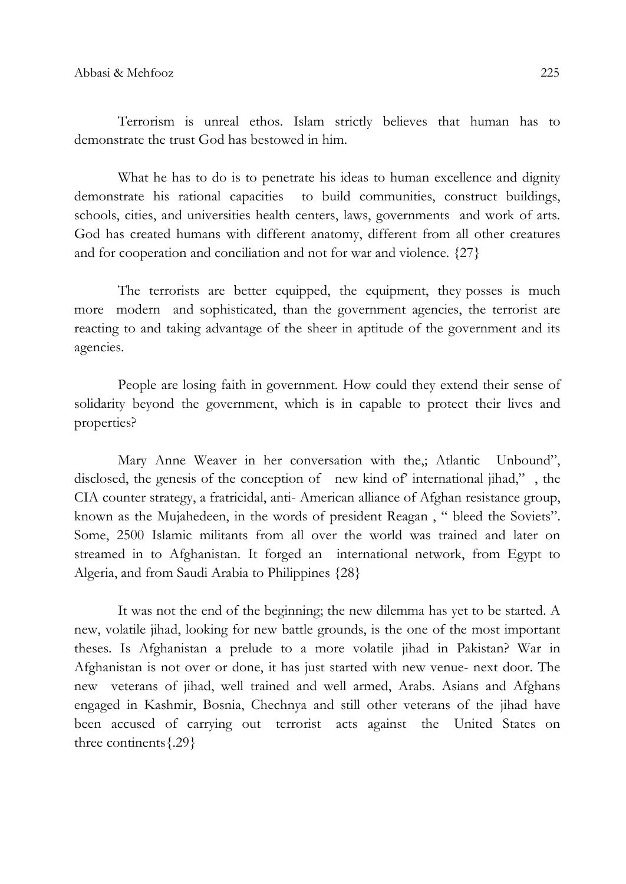Terrorism is unreal ethos. Islam strictly believes that human has to demonstrate the trust God has bestowed in him.

What he has to do is to penetrate his ideas to human excellence and dignity demonstrate his rational capacities to build communities, construct buildings, schools, cities, and universities health centers, laws, governments and work of arts. God has created humans with different anatomy, different from all other creatures and for cooperation and conciliation and not for war and violence. {27}

The terrorists are better equipped, the equipment, they posses is much more modern and sophisticated, than the government agencies, the terrorist are reacting to and taking advantage of the sheer in aptitude of the government and its agencies.

People are losing faith in government. How could they extend their sense of solidarity beyond the government, which is in capable to protect their lives and properties?

Mary Anne Weaver in her conversation with the,; Atlantic Unbound", disclosed, the genesis of the conception of new kind of' international jihad," , the CIA counter strategy, a fratricidal, anti- American alliance of Afghan resistance group, known as the Mujahedeen, in the words of president Reagan , " bleed the Soviets". Some, 2500 Islamic militants from all over the world was trained and later on streamed in to Afghanistan. It forged an international network, from Egypt to Algeria, and from Saudi Arabia to Philippines {28}

It was not the end of the beginning; the new dilemma has yet to be started. A new, volatile jihad, looking for new battle grounds, is the one of the most important theses. Is Afghanistan a prelude to a more volatile jihad in Pakistan? War in Afghanistan is not over or done, it has just started with new venue- next door. The new veterans of jihad, well trained and well armed, Arabs. Asians and Afghans engaged in Kashmir, Bosnia, Chechnya and still other veterans of the jihad have been accused of carrying out terrorist acts against the United States on three continents{.29}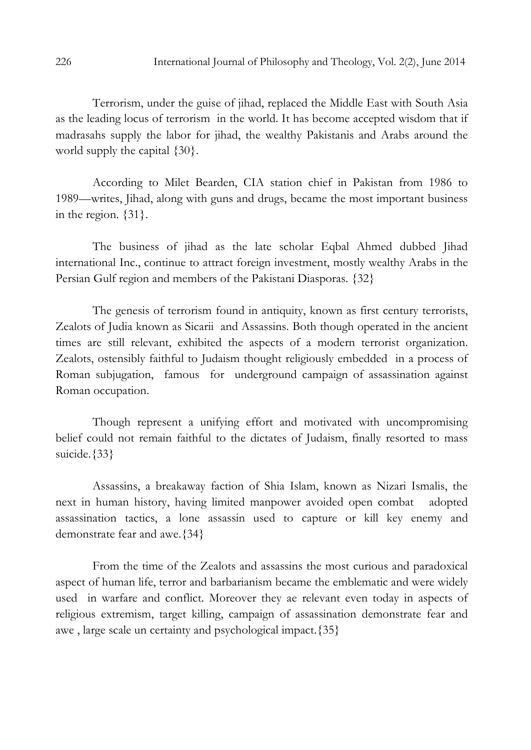Terrorism, under the guise of jihad, replaced the Middle East with South Asia as the leading locus of terrorism in the world. It has become accepted wisdom that if madrasahs supply the labor for jihad, the wealthy Pakistanis and Arabs around the world supply the capital {30}.

According to Milet Bearden, CIA station chief in Pakistan from 1986 to 1989—writes, Jihad, along with guns and drugs, became the most important business in the region. {31}.

The business of jihad as the late scholar Eqbal Ahmed dubbed Jihad international Inc., continue to attract foreign investment, mostly wealthy Arabs in the Persian Gulf region and members of the Pakistani Diasporas. {32}

The genesis of terrorism found in antiquity, known as first century terrorists, Zealots of Judia known as Sicarii and Assassins. Both though operated in the ancient times are still relevant, exhibited the aspects of a modern terrorist organization. Zealots, ostensibly faithful to Judaism thought religiously embedded in a process of Roman subjugation, famous for underground campaign of assassination against Roman occupation.

Though represent a unifying effort and motivated with uncompromising belief could not remain faithful to the dictates of Judaism, finally resorted to mass suicide.{33}

Assassins, a breakaway faction of Shia Islam, known as Nizari Ismalis, the next in human history, having limited manpower avoided open combat adopted assassination tactics, a lone assassin used to capture or kill key enemy and demonstrate fear and awe.{34}

From the time of the Zealots and assassins the most curious and paradoxical aspect of human life, terror and barbarianism became the emblematic and were widely used in warfare and conflict. Moreover they ae relevant even today in aspects of religious extremism, target killing, campaign of assassination demonstrate fear and awe , large scale un certainty and psychological impact.{35}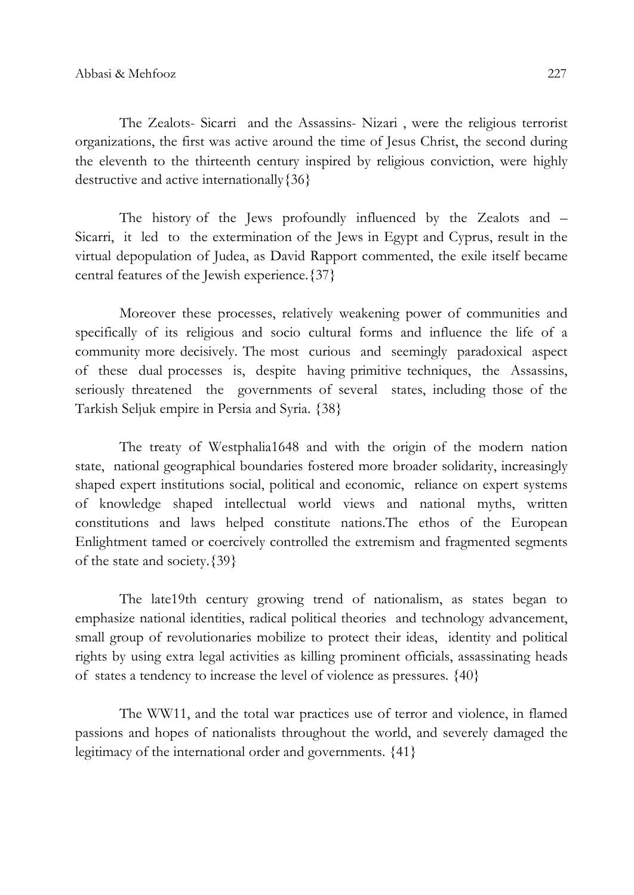The Zealots- Sicarri and the Assassins- Nizari , were the religious terrorist organizations, the first was active around the time of Jesus Christ, the second during the eleventh to the thirteenth century inspired by religious conviction, were highly destructive and active internationally{36}

The history of the Jews profoundly influenced by the Zealots and – Sicarri, it led to the extermination of the Jews in Egypt and Cyprus, result in the virtual depopulation of Judea, as David Rapport commented, the exile itself became central features of the Jewish experience.{37}

Moreover these processes, relatively weakening power of communities and specifically of its religious and socio cultural forms and influence the life of a community more decisively. The most curious and seemingly paradoxical aspect of these dual processes is, despite having primitive techniques, the Assassins, seriously threatened the governments of several states, including those of the Tarkish Seljuk empire in Persia and Syria. {38}

The treaty of Westphalia1648 and with the origin of the modern nation state, national geographical boundaries fostered more broader solidarity, increasingly shaped expert institutions social, political and economic, reliance on expert systems of knowledge shaped intellectual world views and national myths, written constitutions and laws helped constitute nations.The ethos of the European Enlightment tamed or coercively controlled the extremism and fragmented segments of the state and society.{39}

The late19th century growing trend of nationalism, as states began to emphasize national identities, radical political theories and technology advancement, small group of revolutionaries mobilize to protect their ideas, identity and political rights by using extra legal activities as killing prominent officials, assassinating heads of states a tendency to increase the level of violence as pressures. {40}

The WW11, and the total war practices use of terror and violence, in flamed passions and hopes of nationalists throughout the world, and severely damaged the legitimacy of the international order and governments. {41}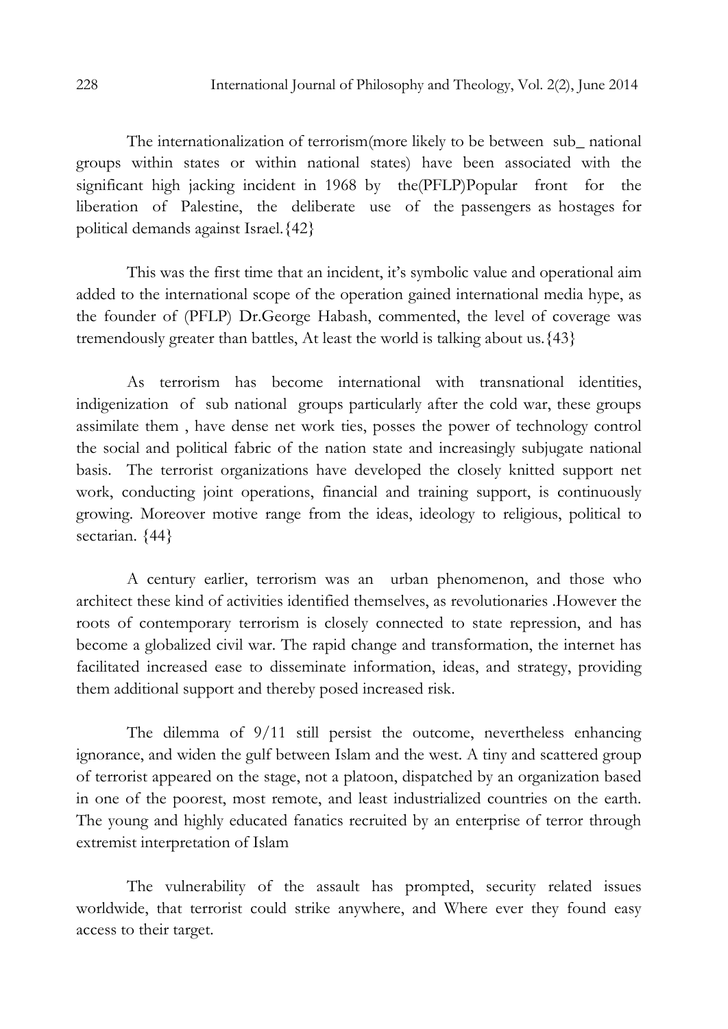The internationalization of terrorism(more likely to be between sub_ national groups within states or within national states) have been associated with the significant high jacking incident in 1968 by the(PFLP)Popular front for the liberation of Palestine, the deliberate use of the passengers as hostages for political demands against Israel.{42}

This was the first time that an incident, it's symbolic value and operational aim added to the international scope of the operation gained international media hype, as the founder of (PFLP) Dr.George Habash, commented, the level of coverage was tremendously greater than battles, At least the world is talking about us.{43}

As terrorism has become international with transnational identities, indigenization of sub national groups particularly after the cold war, these groups assimilate them , have dense net work ties, posses the power of technology control the social and political fabric of the nation state and increasingly subjugate national basis. The terrorist organizations have developed the closely knitted support net work, conducting joint operations, financial and training support, is continuously growing. Moreover motive range from the ideas, ideology to religious, political to sectarian. {44}

A century earlier, terrorism was an urban phenomenon, and those who architect these kind of activities identified themselves, as revolutionaries .However the roots of contemporary terrorism is closely connected to state repression, and has become a globalized civil war. The rapid change and transformation, the internet has facilitated increased ease to disseminate information, ideas, and strategy, providing them additional support and thereby posed increased risk.

The dilemma of 9/11 still persist the outcome, nevertheless enhancing ignorance, and widen the gulf between Islam and the west. A tiny and scattered group of terrorist appeared on the stage, not a platoon, dispatched by an organization based in one of the poorest, most remote, and least industrialized countries on the earth. The young and highly educated fanatics recruited by an enterprise of terror through extremist interpretation of Islam

The vulnerability of the assault has prompted, security related issues worldwide, that terrorist could strike anywhere, and Where ever they found easy access to their target.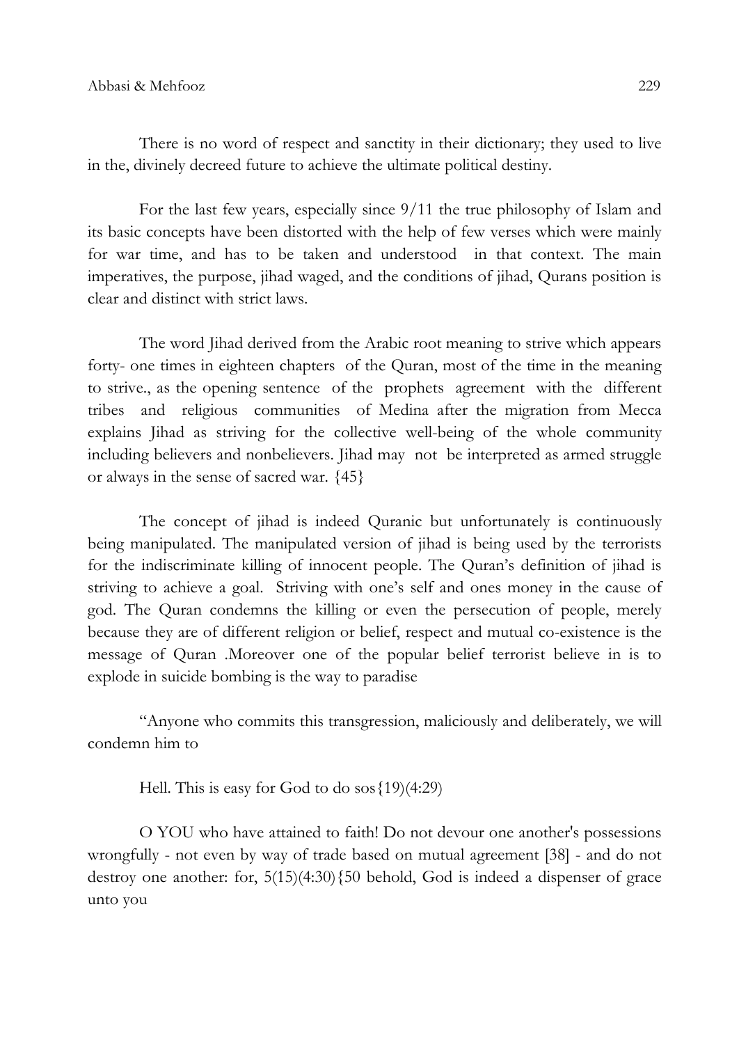There is no word of respect and sanctity in their dictionary; they used to live in the, divinely decreed future to achieve the ultimate political destiny.

For the last few years, especially since 9/11 the true philosophy of Islam and its basic concepts have been distorted with the help of few verses which were mainly for war time, and has to be taken and understood in that context. The main imperatives, the purpose, jihad waged, and the conditions of jihad, Qurans position is clear and distinct with strict laws.

The word Jihad derived from the Arabic root meaning to strive which appears forty- one times in eighteen chapters of the Quran, most of the time in the meaning to strive., as the opening sentence of the prophets agreement with the different tribes and religious communities of Medina after the migration from Mecca explains Jihad as striving for the collective well-being of the whole community including believers and nonbelievers. Jihad may not be interpreted as armed struggle or always in the sense of sacred war. {45}

The concept of jihad is indeed Quranic but unfortunately is continuously being manipulated. The manipulated version of jihad is being used by the terrorists for the indiscriminate killing of innocent people. The Quran's definition of jihad is striving to achieve a goal. Striving with one's self and ones money in the cause of god. The Quran condemns the killing or even the persecution of people, merely because they are of different religion or belief, respect and mutual co-existence is the message of Quran .Moreover one of the popular belief terrorist believe in is to explode in suicide bombing is the way to paradise

"Anyone who commits this transgression, maliciously and deliberately, we will condemn him to

Hell. This is easy for God to do sos{19)(4:29)

O YOU who have attained to faith! Do not devour one another's possessions wrongfully - not even by way of trade based on mutual agreement [38] - and do not destroy one another: for, 5(15)(4:30){50 behold, God is indeed a dispenser of grace unto you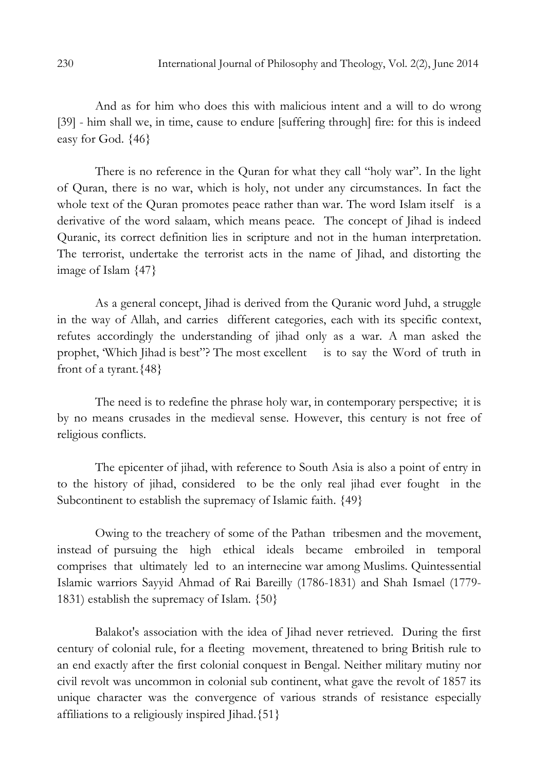And as for him who does this with malicious intent and a will to do wrong [39] - him shall we, in time, cause to endure [suffering through] fire: for this is indeed easy for God. {46}

There is no reference in the Quran for what they call "holy war". In the light of Quran, there is no war, which is holy, not under any circumstances. In fact the whole text of the Quran promotes peace rather than war. The word Islam itself is a derivative of the word salaam, which means peace. The concept of Jihad is indeed Quranic, its correct definition lies in scripture and not in the human interpretation. The terrorist, undertake the terrorist acts in the name of Jihad, and distorting the image of Islam {47}

As a general concept, Jihad is derived from the Quranic word Juhd, a struggle in the way of Allah, and carries different categories, each with its specific context, refutes accordingly the understanding of jihad only as a war. A man asked the prophet, 'Which Jihad is best"? The most excellent is to say the Word of truth in front of a tyrant.{48}

The need is to redefine the phrase holy war, in contemporary perspective; it is by no means crusades in the medieval sense. However, this century is not free of religious conflicts.

The epicenter of jihad, with reference to South Asia is also a point of entry in to the history of jihad, considered to be the only real jihad ever fought in the Subcontinent to establish the supremacy of Islamic faith. {49}

Owing to the treachery of some of the Pathan tribesmen and the movement, instead of pursuing the high ethical ideals became embroiled in temporal comprises that ultimately led to an internecine war among Muslims. Quintessential Islamic warriors Sayyid Ahmad of Rai Bareilly (1786-1831) and Shah Ismael (1779-1831) establish the supremacy of Islam. {50}

Balakot's association with the idea of Jihad never retrieved. During the first century of colonial rule, for a fleeting movement, threatened to bring British rule to an end exactly after the first colonial conquest in Bengal. Neither military mutiny nor civil revolt was uncommon in colonial sub continent, what gave the revolt of 1857 its unique character was the convergence of various strands of resistance especially affiliations to a religiously inspired Jihad.{51}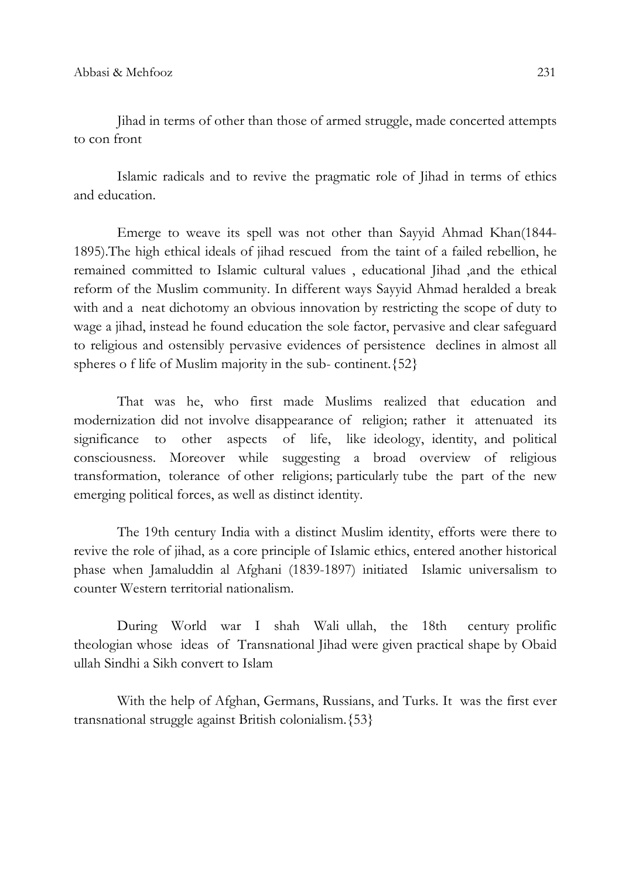Jihad in terms of other than those of armed struggle, made concerted attempts to con front

Islamic radicals and to revive the pragmatic role of Jihad in terms of ethics and education.

Emerge to weave its spell was not other than Sayyid Ahmad Khan(1844-1895).The high ethical ideals of jihad rescued from the taint of a failed rebellion, he remained committed to Islamic cultural values , educational Jihad ,and the ethical reform of the Muslim community. In different ways Sayyid Ahmad heralded a break with and a neat dichotomy an obvious innovation by restricting the scope of duty to wage a jihad, instead he found education the sole factor, pervasive and clear safeguard to religious and ostensibly pervasive evidences of persistence declines in almost all spheres o f life of Muslim majority in the sub- continent.{52}

That was he, who first made Muslims realized that education and modernization did not involve disappearance of religion; rather it attenuated its significance to other aspects of life, like ideology, identity, and political consciousness. Moreover while suggesting a broad overview of religious transformation, tolerance of other religions; particularly tube the part of the new emerging political forces, as well as distinct identity.

The 19th century India with a distinct Muslim identity, efforts were there to revive the role of jihad, as a core principle of Islamic ethics, entered another historical phase when Jamaluddin al Afghani (1839-1897) initiated Islamic universalism to counter Western territorial nationalism.

During World war I shah Wali ullah, the 18th century prolific theologian whose ideas of Transnational Jihad were given practical shape by Obaid ullah Sindhi a Sikh convert to Islam

With the help of Afghan, Germans, Russians, and Turks. It was the first ever transnational struggle against British colonialism.{53}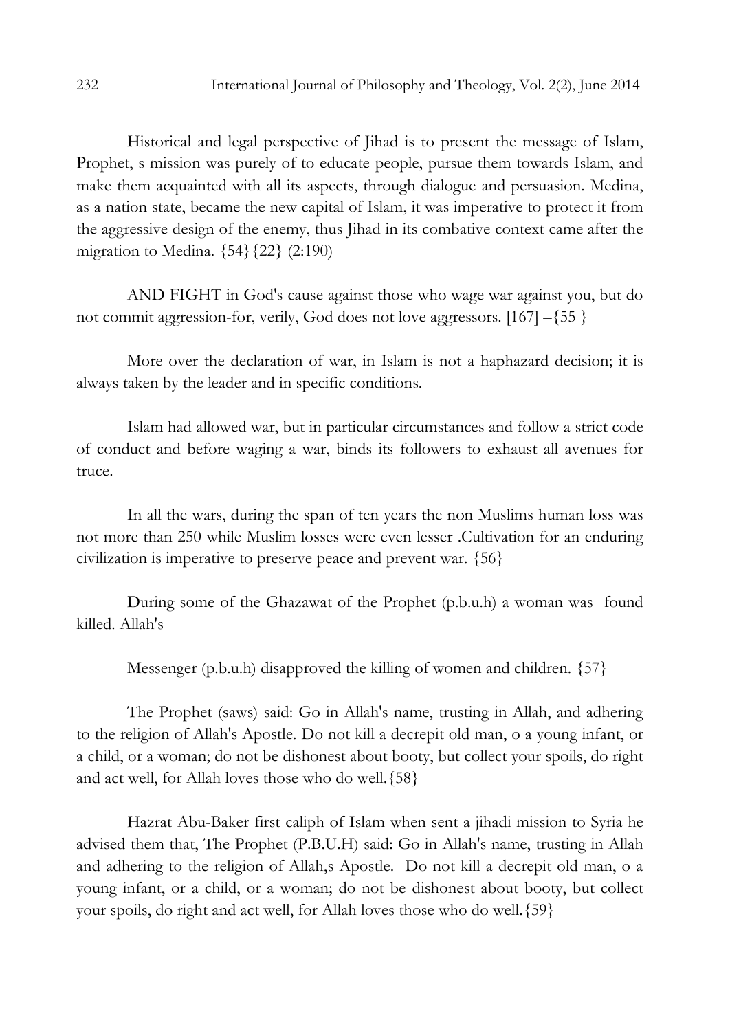Historical and legal perspective of Jihad is to present the message of Islam, Prophet, s mission was purely of to educate people, pursue them towards Islam, and make them acquainted with all its aspects, through dialogue and persuasion. Medina, as a nation state, became the new capital of Islam, it was imperative to protect it from the aggressive design of the enemy, thus Jihad in its combative context came after the migration to Medina. {54}{22} (2:190)

AND FIGHT in God's cause against those who wage war against you, but do not commit aggression-for, verily, God does not love aggressors. [167] –{55 }

More over the declaration of war, in Islam is not a haphazard decision; it is always taken by the leader and in specific conditions.

Islam had allowed war, but in particular circumstances and follow a strict code of conduct and before waging a war, binds its followers to exhaust all avenues for truce.

In all the wars, during the span of ten years the non Muslims human loss was not more than 250 while Muslim losses were even lesser .Cultivation for an enduring civilization is imperative to preserve peace and prevent war. {56}

During some of the Ghazawat of the Prophet (p.b.u.h) a woman was found killed. Allah's

Messenger (p.b.u.h) disapproved the killing of women and children. {57}

The Prophet (saws) said: Go in Allah's name, trusting in Allah, and adhering to the religion of Allah's Apostle. Do not kill a decrepit old man, o a young infant, or a child, or a woman; do not be dishonest about booty, but collect your spoils, do right and act well, for Allah loves those who do well.{58}

Hazrat Abu-Baker first caliph of Islam when sent a jihadi mission to Syria he advised them that, The Prophet (P.B.U.H) said: Go in Allah's name, trusting in Allah and adhering to the religion of Allah,s Apostle. Do not kill a decrepit old man, o a young infant, or a child, or a woman; do not be dishonest about booty, but collect your spoils, do right and act well, for Allah loves those who do well.{59}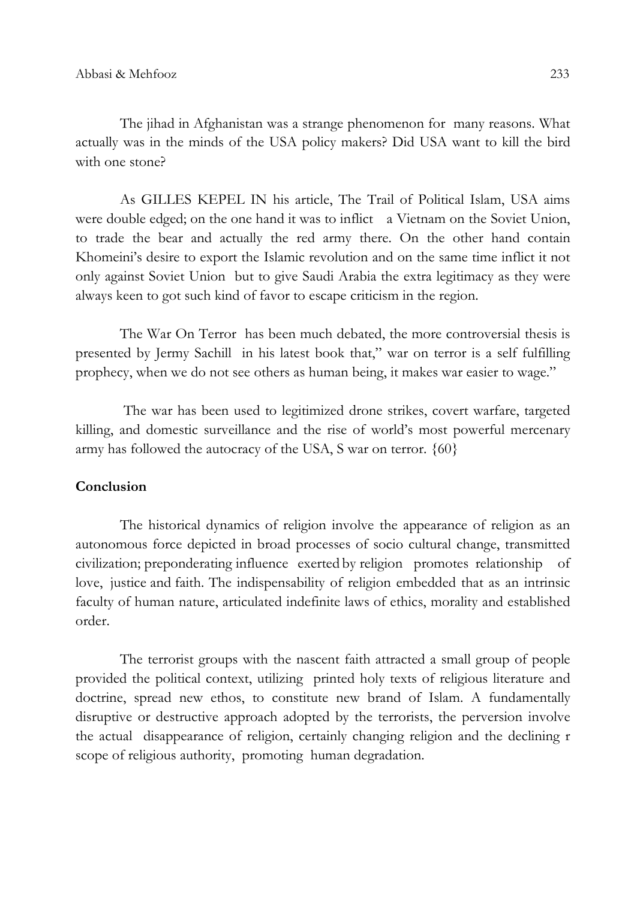The jihad in Afghanistan was a strange phenomenon for many reasons. What actually was in the minds of the USA policy makers? Did USA want to kill the bird with one stone?

As GILLES KEPEL IN his article, The Trail of Political Islam, USA aims were double edged; on the one hand it was to inflict a Vietnam on the Soviet Union, to trade the bear and actually the red army there. On the other hand contain Khomeini's desire to export the Islamic revolution and on the same time inflict it not only against Soviet Union but to give Saudi Arabia the extra legitimacy as they were always keen to got such kind of favor to escape criticism in the region.

The War On Terror has been much debated, the more controversial thesis is presented by Jermy Sachill in his latest book that," war on terror is a self fulfilling prophecy, when we do not see others as human being, it makes war easier to wage."

The war has been used to legitimized drone strikes, covert warfare, targeted killing, and domestic surveillance and the rise of world's most powerful mercenary army has followed the autocracy of the USA, S war on terror. {60}

## Conclusion

The historical dynamics of religion involve the appearance of religion as an autonomous force depicted in broad processes of socio cultural change, transmitted civilization; preponderating influence exerted by religion promotes relationship of love, justice and faith. The indispensability of religion embedded that as an intrinsic faculty of human nature, articulated indefinite laws of ethics, morality and established order.

The terrorist groups with the nascent faith attracted a small group of people provided the political context, utilizing printed holy texts of religious literature and doctrine, spread new ethos, to constitute new brand of Islam. A fundamentally disruptive or destructive approach adopted by the terrorists, the perversion involve the actual disappearance of religion, certainly changing religion and the declining r scope of religious authority, promoting human degradation.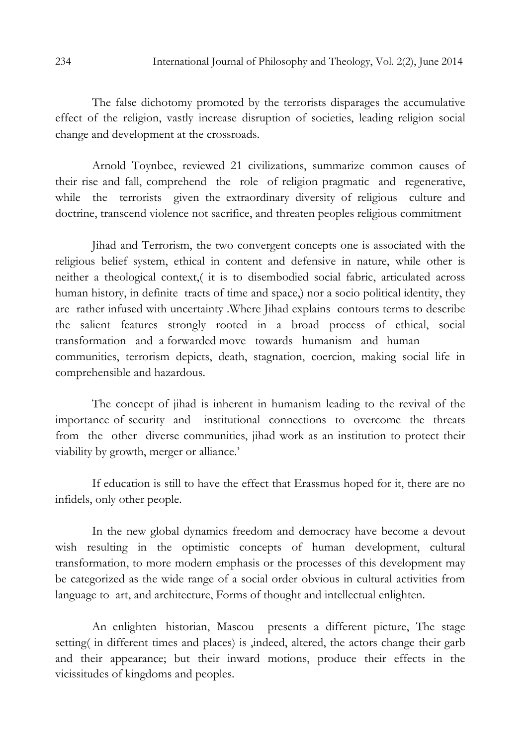The false dichotomy promoted by the terrorists disparages the accumulative effect of the religion, vastly increase disruption of societies, leading religion social change and development at the crossroads.

Arnold Toynbee, reviewed 21 civilizations, summarize common causes of their rise and fall, comprehend the role of religion pragmatic and regenerative, while the terrorists given the extraordinary diversity of religious culture and doctrine, transcend violence not sacrifice, and threaten peoples religious commitment

Jihad and Terrorism, the two convergent concepts one is associated with the religious belief system, ethical in content and defensive in nature, while other is neither a theological context,( it is to disembodied social fabric, articulated across human history, in definite tracts of time and space,) nor a socio political identity, they are rather infused with uncertainty .Where Jihad explains contours terms to describe the salient features strongly rooted in a broad process of ethical, social transformation and a forwarded move towards humanism and human communities, terrorism depicts, death, stagnation, coercion, making social life in comprehensible and hazardous.

The concept of jihad is inherent in humanism leading to the revival of the importance of security and institutional connections to overcome the threats from the other diverse communities, jihad work as an institution to protect their viability by growth, merger or alliance.'

If education is still to have the effect that Erassmus hoped for it, there are no infidels, only other people.

In the new global dynamics freedom and democracy have become a devout wish resulting in the optimistic concepts of human development, cultural transformation, to more modern emphasis or the processes of this development may be categorized as the wide range of a social order obvious in cultural activities from language to art, and architecture, Forms of thought and intellectual enlighten.

An enlighten historian, Mascou presents a different picture, The stage setting( in different times and places) is ,indeed, altered, the actors change their garb and their appearance; but their inward motions, produce their effects in the vicissitudes of kingdoms and peoples.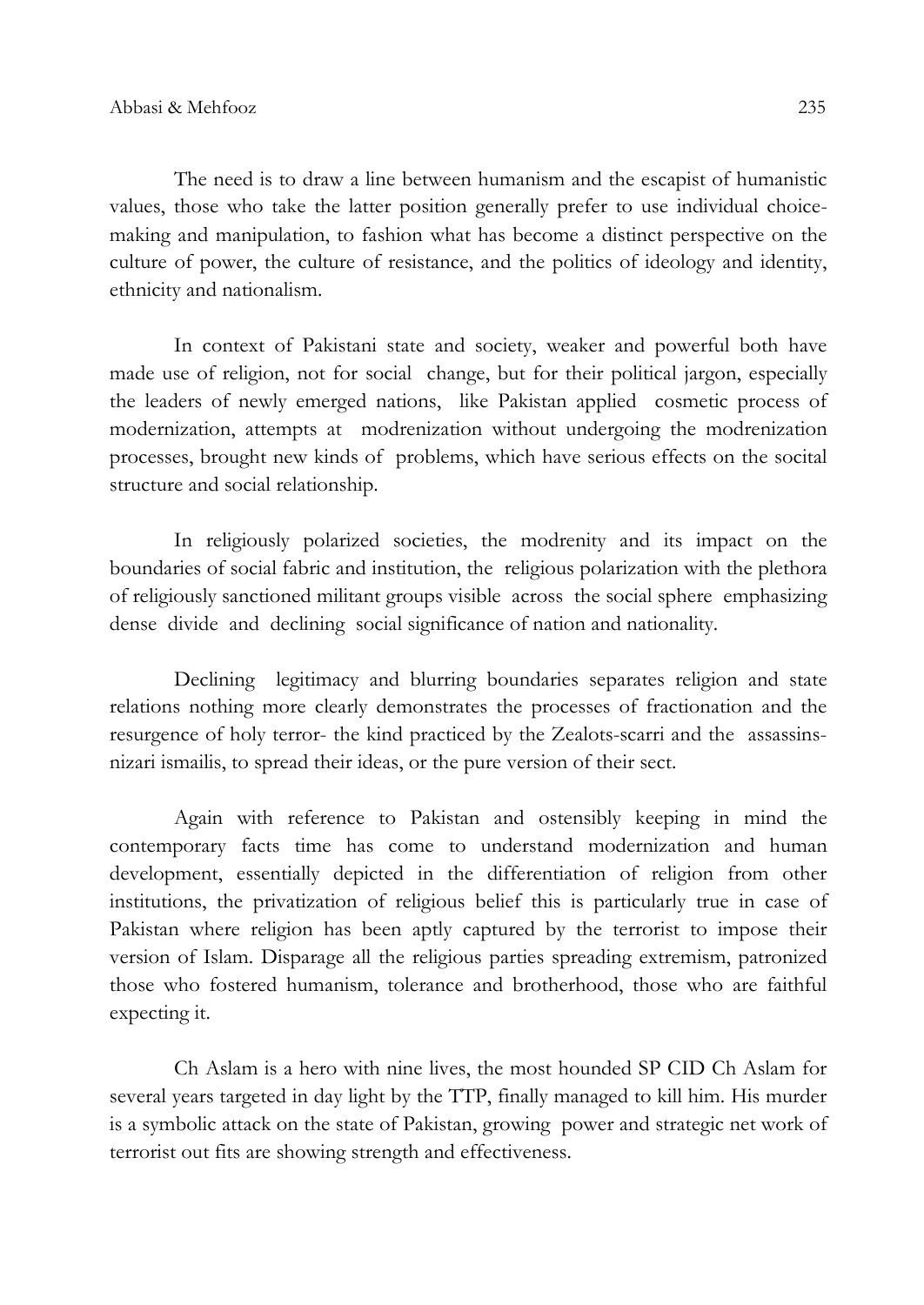The need is to draw a line between humanism and the escapist of humanistic values, those who take the latter position generally prefer to use individual choice-making and manipulation, to fashion what has become a distinct perspective on the culture of power, the culture of resistance, and the politics of ideology and identity, ethnicity and nationalism.

In context of Pakistani state and society, weaker and powerful both have made use of religion, not for social change, but for their political jargon, especially the leaders of newly emerged nations, like Pakistan applied cosmetic process of modernization, attempts at modrenization without undergoing the modrenization processes, brought new kinds of problems, which have serious effects on the socital structure and social relationship.

In religiously polarized societies, the modrenity and its impact on the boundaries of social fabric and institution, the religious polarization with the plethora of religiously sanctioned militant groups visible across the social sphere emphasizing dense divide and declining social significance of nation and nationality.

Declining legitimacy and blurring boundaries separates religion and state relations nothing more clearly demonstrates the processes of fractionation and the resurgence of holy terror- the kind practiced by the Zealots-scarri and the assassins-nizari ismailis, to spread their ideas, or the pure version of their sect.

Again with reference to Pakistan and ostensibly keeping in mind the contemporary facts time has come to understand modernization and human development, essentially depicted in the differentiation of religion from other institutions, the privatization of religious belief this is particularly true in case of Pakistan where religion has been aptly captured by the terrorist to impose their version of Islam. Disparage all the religious parties spreading extremism, patronized those who fostered humanism, tolerance and brotherhood, those who are faithful expecting it.

Ch Aslam is a hero with nine lives, the most hounded SP CID Ch Aslam for several years targeted in day light by the TTP, finally managed to kill him. His murder is a symbolic attack on the state of Pakistan, growing power and strategic net work of terrorist out fits are showing strength and effectiveness.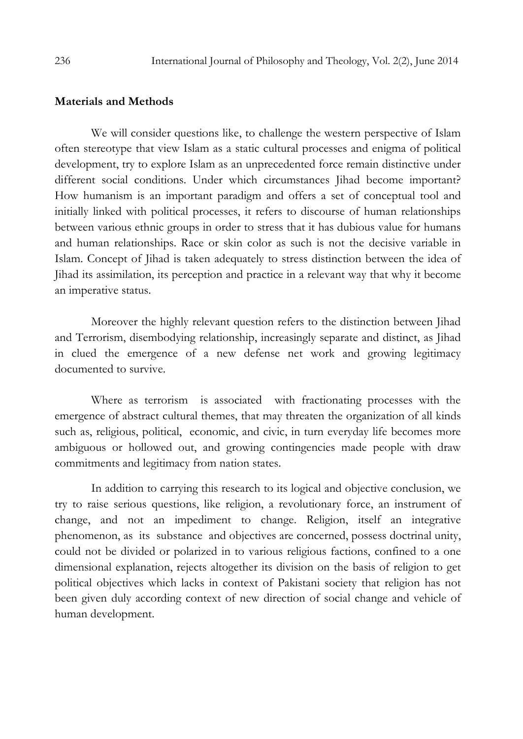**Materials and Methods**

We will consider questions like, to challenge the western perspective of Islam often stereotype that view Islam as a static cultural processes and enigma of political development, try to explore Islam as an unprecedented force remain distinctive under different social conditions. Under which circumstances Jihad become important? How humanism is an important paradigm and offers a set of conceptual tool and initially linked with political processes, it refers to discourse of human relationships between various ethnic groups in order to stress that it has dubious value for humans and human relationships. Race or skin color as such is not the decisive variable in Islam. Concept of Jihad is taken adequately to stress distinction between the idea of Jihad its assimilation, its perception and practice in a relevant way that why it become an imperative status.

Moreover the highly relevant question refers to the distinction between Jihad and Terrorism, disembodying relationship, increasingly separate and distinct, as Jihad in clued the emergence of a new defense net work and growing legitimacy documented to survive.

Where as terrorism is associated with fractionating processes with the emergence of abstract cultural themes, that may threaten the organization of all kinds such as, religious, political, economic, and civic, in turn everyday life becomes more ambiguous or hollowed out, and growing contingencies made people with draw commitments and legitimacy from nation states.

In addition to carrying this research to its logical and objective conclusion, we try to raise serious questions, like religion, a revolutionary force, an instrument of change, and not an impediment to change. Religion, itself an integrative phenomenon, as its substance and objectives are concerned, possess doctrinal unity, could not be divided or polarized in to various religious factions, confined to a one dimensional explanation, rejects altogether its division on the basis of religion to get political objectives which lacks in context of Pakistani society that religion has not been given duly according context of new direction of social change and vehicle of human development.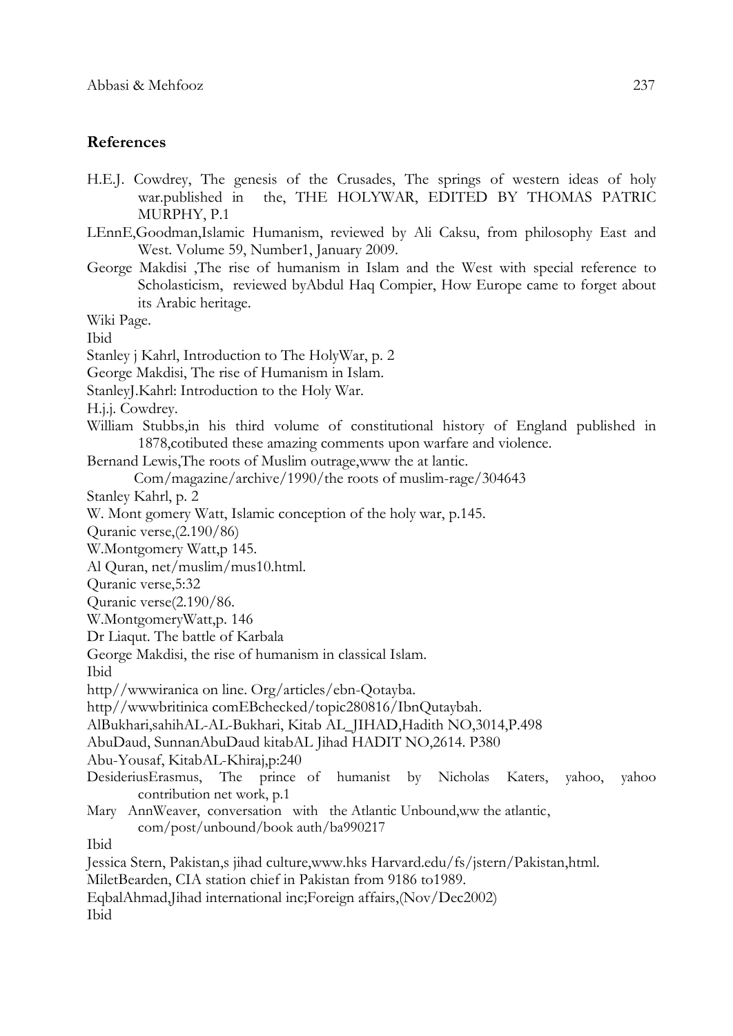## References

H.E.J. Cowdrey, The genesis of the Crusades, The springs of western ideas of holy war.published in the, THE HOLYWAR, EDITED BY THOMAS PATRIC MURPHY, P.1

LEnnE,Goodman,Islamic Humanism, reviewed by Ali Caksu, from philosophy East and West. Volume 59, Number1, January 2009.

George Makdisi ,The rise of humanism in Islam and the West with special reference to Scholasticism, reviewed byAbdul Haq Compier, How Europe came to forget about its Arabic heritage.

Wiki Page.

Ibid

Stanley j Kahrl, Introduction to The HolyWar, p. 2

George Makdisi, The rise of Humanism in Islam.

StanleyJ.Kahrl: Introduction to the Holy War.

H.j.j. Cowdrey.

William Stubbs,in his third volume of constitutional history of England published in 1878,cotibuted these amazing comments upon warfare and violence.

Bernand Lewis,The roots of Muslim outrage,www the at lantic. Com/magazine/archive/1990/the roots of muslim-rage/304643

Stanley Kahrl, p. 2

W. Mont gomery Watt, Islamic conception of the holy war, p.145.

Quranic verse,(2.190/86)

W.Montgomery Watt,p 145.

Al Quran, net/muslim/mus10.html.

Quranic verse,5:32

Quranic verse(2.190/86.

W.MontgomeryWatt,p. 146

Dr Liaqut. The battle of Karbala

George Makdisi, the rise of humanism in classical Islam.

Ibid

http//wwwiranica on line. Org/articles/ebn-Qotayba.

http//wwwbritinica comEBchecked/topic280816/IbnQutaybah.

AlBukhari,sahihAL-AL-Bukhari, Kitab AL_JIHAD,Hadith NO,3014,P.498

AbuDaud, SunnanAbuDaud kitabAL Jihad HADIT NO,2614. P380

Abu-Yousaf, KitabAL-Khiraj,p:240

DesideriusErasmus, The prince of humanist by Nicholas Katers, yahoo, yahoo contribution net work, p.1

Mary AnnWeaver, conversation with the Atlantic Unbound,ww the atlantic, com/post/unbound/book auth/ba990217

Ibid

Jessica Stern, Pakistan,s jihad culture,www.hks Harvard.edu/fs/jstern/Pakistan,html.

MiletBearden, CIA station chief in Pakistan from 9186 to1989.

EqbalAhmad,Jihad international inc;Foreign affairs,(Nov/Dec2002)

Ibid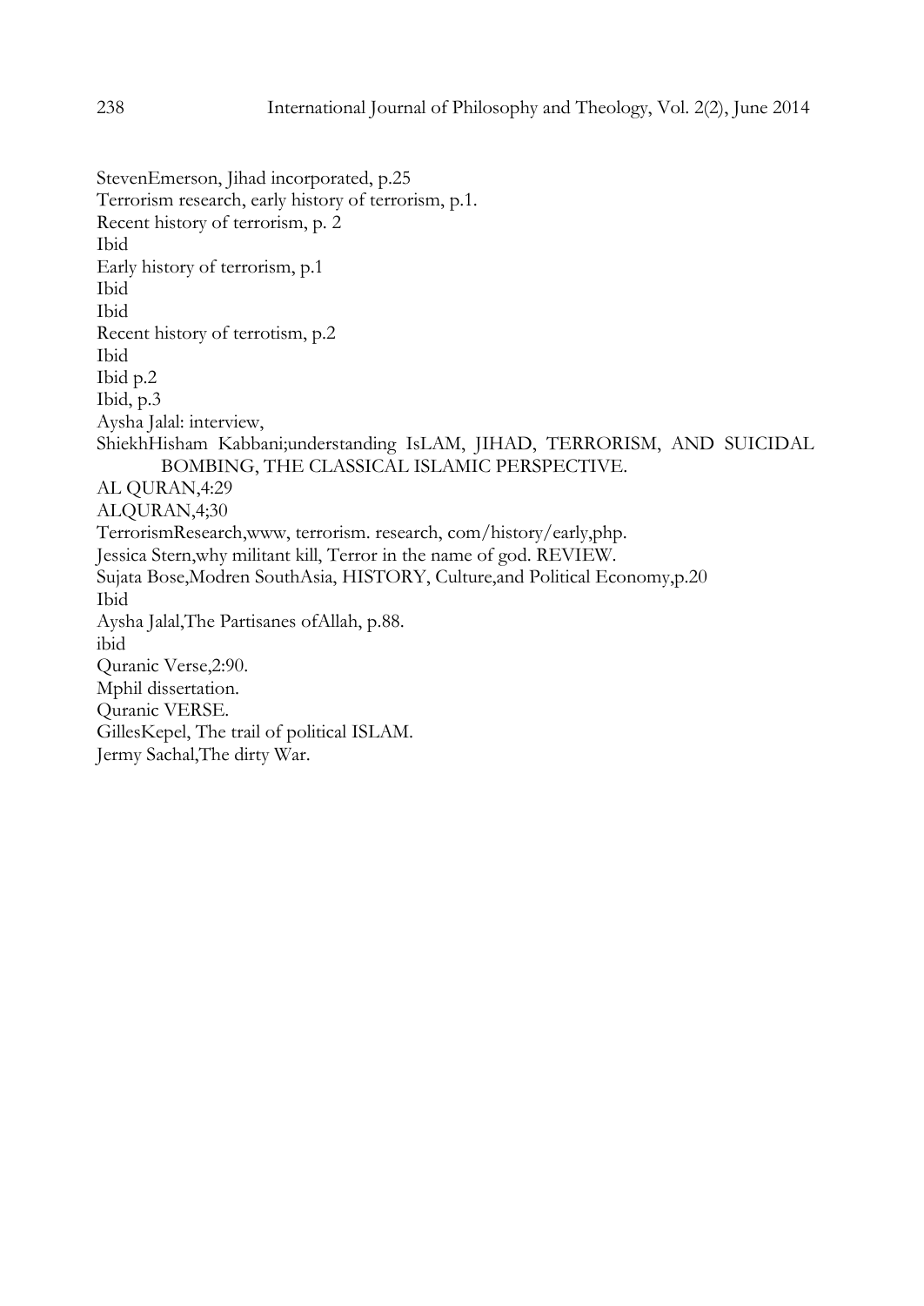StevenEmerson, Jihad incorporated, p.25

Terrorism research, early history of terrorism, p.1.

Recent history of terrorism, p. 2

Ibid

Early history of terrorism, p.1

Ibid

Ibid

Recent history of terrotism, p.2

Ibid

Ibid p.2

Ibid, p.3

Aysha Jalal: interview,

ShiekhHisham Kabbani;understanding IsLAM, JIHAD, TERRORISM, AND SUICIDAL BOMBING, THE CLASSICAL ISLAMIC PERSPECTIVE.

AL QURAN,4:29

ALQURAN,4;30

TerrorismResearch,www, terrorism. research, com/history/early,php.

Jessica Stern,why militant kill, Terror in the name of god. REVIEW.

Sujata Bose,Modren SouthAsia, HISTORY, Culture,and Political Economy,p.20

Ibid

Aysha Jalal,The Partisanes ofAllah, p.88.

ibid

Quranic Verse,2:90.

Mphil dissertation.

Quranic VERSE.

GillesKepel, The trail of political ISLAM.

Jermy Sachal,The dirty War.